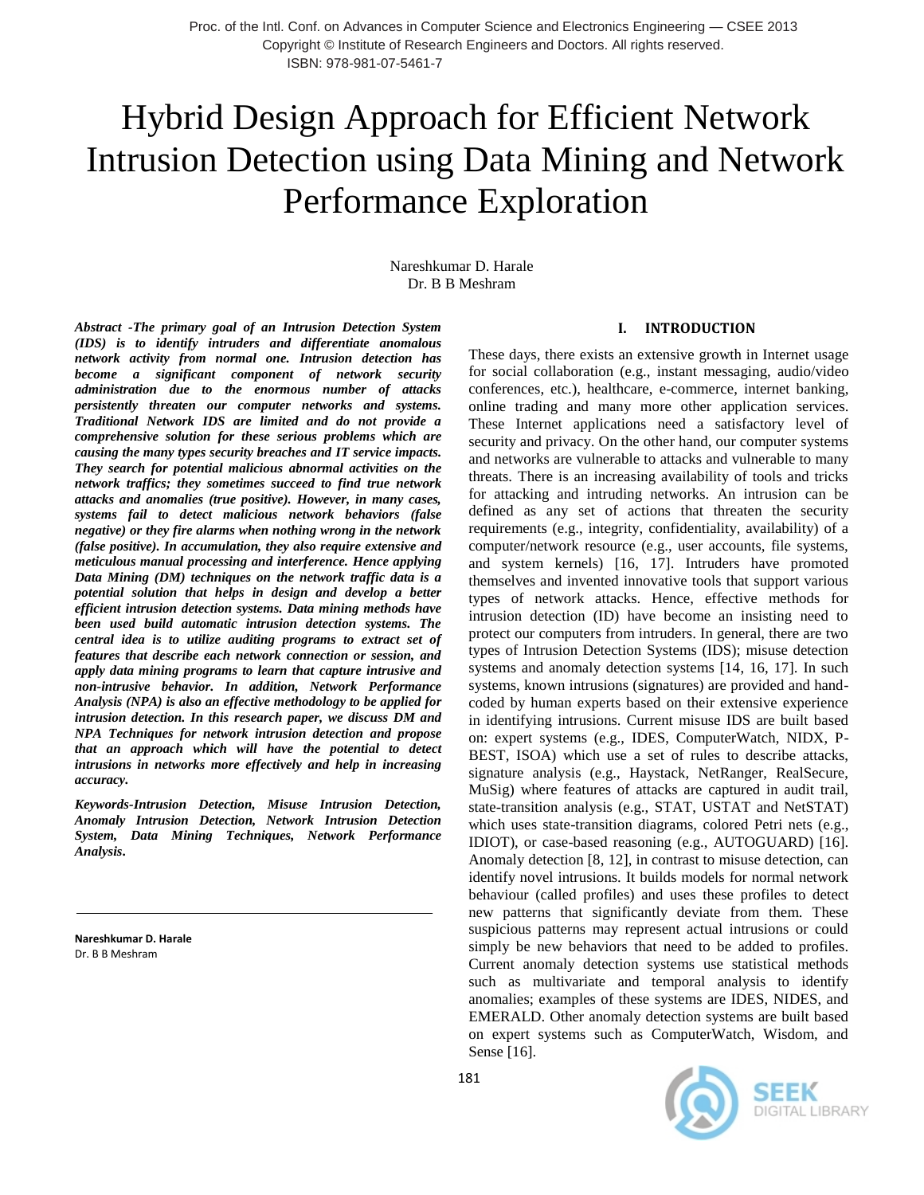# Hybrid Design Approach for Efficient Network Intrusion Detection using Data Mining and Network Performance Exploration

Nareshkumar D. Harale
Dr. B B Meshram

***Abstract -The primary goal of an Intrusion Detection System (IDS) is to identify intruders and differentiate anomalous network activity from normal one. Intrusion detection has become a significant component of network security administration due to the enormous number of attacks persistently threaten our computer networks and systems. Traditional Network IDS are limited and do not provide a comprehensive solution for these serious problems which are causing the many types security breaches and IT service impacts. They search for potential malicious abnormal activities on the network traffics; they sometimes succeed to find true network attacks and anomalies (true positive). However, in many cases, systems fail to detect malicious network behaviors (false negative) or they fire alarms when nothing wrong in the network (false positive). In accumulation, they also require extensive and meticulous manual processing and interference. Hence applying Data Mining (DM) techniques on the network traffic data is a potential solution that helps in design and develop a better efficient intrusion detection systems. Data mining methods have been used build automatic intrusion detection systems. The central idea is to utilize auditing programs to extract set of features that describe each network connection or session, and apply data mining programs to learn that capture intrusive and non-intrusive behavior. In addition, Network Performance Analysis (NPA) is also an effective methodology to be applied for intrusion detection. In this research paper, we discuss DM and NPA Techniques for network intrusion detection and propose that an approach which will have the potential to detect intrusions in networks more effectively and help in increasing accuracy.***

***Keywords-Intrusion Detection, Misuse Intrusion Detection, Anomaly Intrusion Detection, Network Intrusion Detection System, Data Mining Techniques, Network Performance Analysis.***

**Nareshkumar D. Harale**
Dr. B B Meshram

## I. INTRODUCTION

These days, there exists an extensive growth in Internet usage for social collaboration (e.g., instant messaging, audio/video conferences, etc.), healthcare, e-commerce, internet banking, online trading and many more other application services. These Internet applications need a satisfactory level of security and privacy. On the other hand, our computer systems and networks are vulnerable to attacks and vulnerable to many threats. There is an increasing availability of tools and tricks for attacking and intruding networks. An intrusion can be defined as any set of actions that threaten the security requirements (e.g., integrity, confidentiality, availability) of a computer/network resource (e.g., user accounts, file systems, and system kernels) [16, 17]. Intruders have promoted themselves and invented innovative tools that support various types of network attacks. Hence, effective methods for intrusion detection (ID) have become an insisting need to protect our computers from intruders. In general, there are two types of Intrusion Detection Systems (IDS); misuse detection systems and anomaly detection systems [14, 16, 17]. In such systems, known intrusions (signatures) are provided and hand-coded by human experts based on their extensive experience in identifying intrusions. Current misuse IDS are built based on: expert systems (e.g., IDES, ComputerWatch, NIDX, P-BEST, ISOA) which use a set of rules to describe attacks, signature analysis (e.g., Haystack, NetRanger, RealSecure, MuSig) where features of attacks are captured in audit trail, state-transition analysis (e.g., STAT, USTAT and NetSTAT) which uses state-transition diagrams, colored Petri nets (e.g., IDIOT), or case-based reasoning (e.g., AUTOGUARD) [16]. Anomaly detection [8, 12], in contrast to misuse detection, can identify novel intrusions. It builds models for normal network behaviour (called profiles) and uses these profiles to detect new patterns that significantly deviate from them. These suspicious patterns may represent actual intrusions or could simply be new behaviors that need to be added to profiles. Current anomaly detection systems use statistical methods such as multivariate and temporal analysis to identify anomalies; examples of these systems are IDES, NIDES, and EMERALD. Other anomaly detection systems are built based on expert systems such as ComputerWatch, Wisdom, and Sense [16].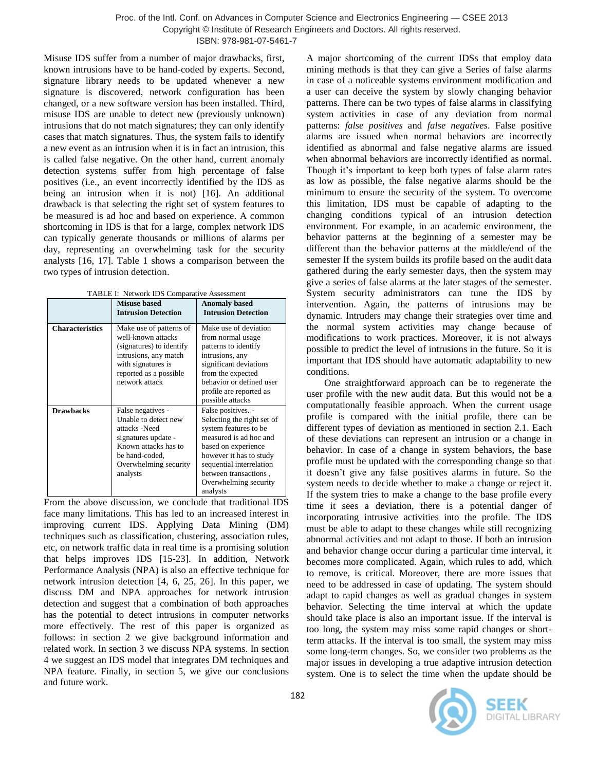Misuse IDS suffer from a number of major drawbacks, first, known intrusions have to be hand-coded by experts. Second, signature library needs to be updated whenever a new signature is discovered, network configuration has been changed, or a new software version has been installed. Third, misuse IDS are unable to detect new (previously unknown) intrusions that do not match signatures; they can only identify cases that match signatures. Thus, the system fails to identify a new event as an intrusion when it is in fact an intrusion, this is called false negative. On the other hand, current anomaly detection systems suffer from high percentage of false positives (i.e., an event incorrectly identified by the IDS as being an intrusion when it is not) [16]. An additional drawback is that selecting the right set of system features to be measured is ad hoc and based on experience. A common shortcoming in IDS is that for a large, complex network IDS can typically generate thousands or millions of alarms per day, representing an overwhelming task for the security analysts [16, 17]. Table 1 shows a comparison between the two types of intrusion detection.

TABLE I: Network IDS Comparative Assessment

| | Misuse based Intrusion Detection | Anomaly based Intrusion Detection |
|---|---|---|
| **Characteristics** | Make use of patterns of well-known attacks (signatures) to identify intrusions, any match with signatures is reported as a possible network attack | Make use of deviation from normal usage patterns to identify intrusions, any significant deviations from the expected behavior or defined user profile are reported as possible attacks |
| **Drawbacks** | False negatives - Unable to detect new attacks -Need signatures update - Known attacks has to be hand-coded, Overwhelming security analysts | False positives. - Selecting the right set of system features to be measured is ad hoc and based on experience however it has to study sequential interrelation between transactions , Overwhelming security analysts |

From the above discussion, we conclude that traditional IDS face many limitations. This has led to an increased interest in improving current IDS. Applying Data Mining (DM) techniques such as classification, clustering, association rules, etc, on network traffic data in real time is a promising solution that helps improves IDS [15-23]. In addition, Network Performance Analysis (NPA) is also an effective technique for network intrusion detection [4, 6, 25, 26]. In this paper, we discuss DM and NPA approaches for network intrusion detection and suggest that a combination of both approaches has the potential to detect intrusions in computer networks more effectively. The rest of this paper is organized as follows: in section 2 we give background information and related work. In section 3 we discuss NPA systems. In section 4 we suggest an IDS model that integrates DM techniques and NPA feature. Finally, in section 5, we give our conclusions and future work.

A major shortcoming of the current IDSs that employ data mining methods is that they can give a Series of false alarms in case of a noticeable systems environment modification and a user can deceive the system by slowly changing behavior patterns. There can be two types of false alarms in classifying system activities in case of any deviation from normal patterns: *false positives* and *false negatives*. False positive alarms are issued when normal behaviors are incorrectly identified as abnormal and false negative alarms are issued when abnormal behaviors are incorrectly identified as normal. Though it's important to keep both types of false alarm rates as low as possible, the false negative alarms should be the minimum to ensure the security of the system. To overcome this limitation, IDS must be capable of adapting to the changing conditions typical of an intrusion detection environment. For example, in an academic environment, the behavior patterns at the beginning of a semester may be different than the behavior patterns at the middle/end of the semester If the system builds its profile based on the audit data gathered during the early semester days, then the system may give a series of false alarms at the later stages of the semester. System security administrators can tune the IDS by intervention. Again, the patterns of intrusions may be dynamic. Intruders may change their strategies over time and the normal system activities may change because of modifications to work practices. Moreover, it is not always possible to predict the level of intrusions in the future. So it is important that IDS should have automatic adaptability to new conditions.

One straightforward approach can be to regenerate the user profile with the new audit data. But this would not be a computationally feasible approach. When the current usage profile is compared with the initial profile, there can be different types of deviation as mentioned in section 2.1. Each of these deviations can represent an intrusion or a change in behavior. In case of a change in system behaviors, the base profile must be updated with the corresponding change so that it doesn't give any false positives alarms in future. So the system needs to decide whether to make a change or reject it. If the system tries to make a change to the base profile every time it sees a deviation, there is a potential danger of incorporating intrusive activities into the profile. The IDS must be able to adapt to these changes while still recognizing abnormal activities and not adapt to those. If both an intrusion and behavior change occur during a particular time interval, it becomes more complicated. Again, which rules to add, which to remove, is critical. Moreover, there are more issues that need to be addressed in case of updating. The system should adapt to rapid changes as well as gradual changes in system behavior. Selecting the time interval at which the update should take place is also an important issue. If the interval is too long, the system may miss some rapid changes or short-term attacks. If the interval is too small, the system may miss some long-term changes. So, we consider two problems as the major issues in developing a true adaptive intrusion detection system. One is to select the time when the update should be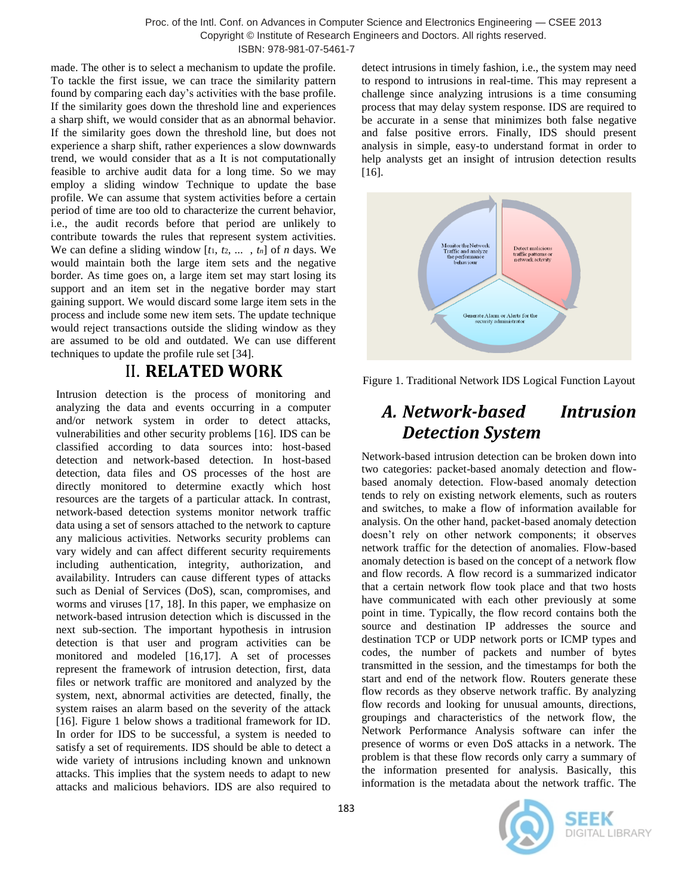made. The other is to select a mechanism to update the profile. To tackle the first issue, we can trace the similarity pattern found by comparing each day's activities with the base profile. If the similarity goes down the threshold line and experiences a sharp shift, we would consider that as an abnormal behavior. If the similarity goes down the threshold line, but does not experience a sharp shift, rather experiences a slow downwards trend, we would consider that as a It is not computationally feasible to archive audit data for a long time. So we may employ a sliding window Technique to update the base profile. We can assume that system activities before a certain period of time are too old to characterize the current behavior, i.e., the audit records before that period are unlikely to contribute towards the rules that represent system activities. We can define a sliding window [$t_1$, $t_2$, ... , $t_n$] of $n$ days. We would maintain both the large item sets and the negative border. As time goes on, a large item set may start losing its support and an item set in the negative border may start gaining support. We would discard some large item sets in the process and include some new item sets. The update technique would reject transactions outside the sliding window as they are assumed to be old and outdated. We can use different techniques to update the profile rule set [34].

# II. RELATED WORK

Intrusion detection is the process of monitoring and analyzing the data and events occurring in a computer and/or network system in order to detect attacks, vulnerabilities and other security problems [16]. IDS can be classified according to data sources into: host-based detection and network-based detection. In host-based detection, data files and OS processes of the host are directly monitored to determine exactly which host resources are the targets of a particular attack. In contrast, network-based detection systems monitor network traffic data using a set of sensors attached to the network to capture any malicious activities. Networks security problems can vary widely and can affect different security requirements including authentication, integrity, authorization, and availability. Intruders can cause different types of attacks such as Denial of Services (DoS), scan, compromises, and worms and viruses [17, 18]. In this paper, we emphasize on network-based intrusion detection which is discussed in the next sub-section. The important hypothesis in intrusion detection is that user and program activities can be monitored and modeled [16,17]. A set of processes represent the framework of intrusion detection, first, data files or network traffic are monitored and analyzed by the system, next, abnormal activities are detected, finally, the system raises an alarm based on the severity of the attack [16]. Figure 1 below shows a traditional framework for ID. In order for IDS to be successful, a system is needed to satisfy a set of requirements. IDS should be able to detect a wide variety of intrusions including known and unknown attacks. This implies that the system needs to adapt to new attacks and malicious behaviors. IDS are also required to detect intrusions in timely fashion, i.e., the system may need to respond to intrusions in real-time. This may represent a challenge since analyzing intrusions is a time consuming process that may delay system response. IDS are required to be accurate in a sense that minimizes both false negative and false positive errors. Finally, IDS should present analysis in simple, easy-to understand format in order to help analysts get an insight of intrusion detection results [16].

Figure 1. Traditional Network IDS Logical Function Layout

## *A. Network-based Intrusion Detection System*

Network-based intrusion detection can be broken down into two categories: packet-based anomaly detection and flow-based anomaly detection. Flow-based anomaly detection tends to rely on existing network elements, such as routers and switches, to make a flow of information available for analysis. On the other hand, packet-based anomaly detection doesn't rely on other network components; it observes network traffic for the detection of anomalies. Flow-based anomaly detection is based on the concept of a network flow and flow records. A flow record is a summarized indicator that a certain network flow took place and that two hosts have communicated with each other previously at some point in time. Typically, the flow record contains both the source and destination IP addresses the source and destination TCP or UDP network ports or ICMP types and codes, the number of packets and number of bytes transmitted in the session, and the timestamps for both the start and end of the network flow. Routers generate these flow records as they observe network traffic. By analyzing flow records and looking for unusual amounts, directions, groupings and characteristics of the network flow, the Network Performance Analysis software can infer the presence of worms or even DoS attacks in a network. The problem is that these flow records only carry a summary of the information presented for analysis. Basically, this information is the metadata about the network traffic. The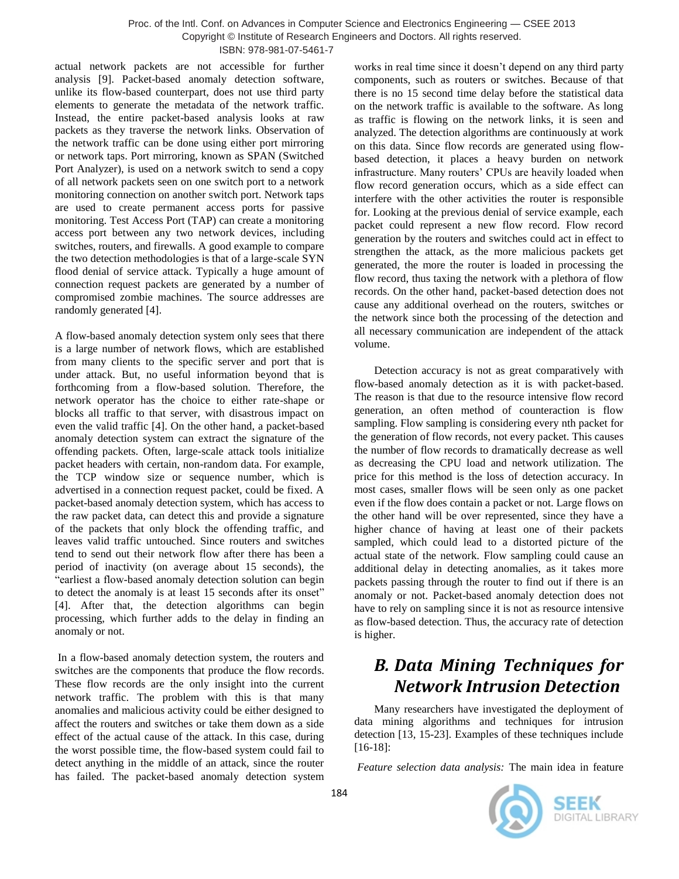actual network packets are not accessible for further analysis [9]. Packet-based anomaly detection software, unlike its flow-based counterpart, does not use third party elements to generate the metadata of the network traffic. Instead, the entire packet-based analysis looks at raw packets as they traverse the network links. Observation of the network traffic can be done using either port mirroring or network taps. Port mirroring, known as SPAN (Switched Port Analyzer), is used on a network switch to send a copy of all network packets seen on one switch port to a network monitoring connection on another switch port. Network taps are used to create permanent access ports for passive monitoring. Test Access Port (TAP) can create a monitoring access port between any two network devices, including switches, routers, and firewalls. A good example to compare the two detection methodologies is that of a large-scale SYN flood denial of service attack. Typically a huge amount of connection request packets are generated by a number of compromised zombie machines. The source addresses are randomly generated [4].

A flow-based anomaly detection system only sees that there is a large number of network flows, which are established from many clients to the specific server and port that is under attack. But, no useful information beyond that is forthcoming from a flow-based solution. Therefore, the network operator has the choice to either rate-shape or blocks all traffic to that server, with disastrous impact on even the valid traffic [4]. On the other hand, a packet-based anomaly detection system can extract the signature of the offending packets. Often, large-scale attack tools initialize packet headers with certain, non-random data. For example, the TCP window size or sequence number, which is advertised in a connection request packet, could be fixed. A packet-based anomaly detection system, which has access to the raw packet data, can detect this and provide a signature of the packets that only block the offending traffic, and leaves valid traffic untouched. Since routers and switches tend to send out their network flow after there has been a period of inactivity (on average about 15 seconds), the "earliest a flow-based anomaly detection solution can begin to detect the anomaly is at least 15 seconds after its onset" [4]. After that, the detection algorithms can begin processing, which further adds to the delay in finding an anomaly or not.

In a flow-based anomaly detection system, the routers and switches are the components that produce the flow records. These flow records are the only insight into the current network traffic. The problem with this is that many anomalies and malicious activity could be either designed to affect the routers and switches or take them down as a side effect of the actual cause of the attack. In this case, during the worst possible time, the flow-based system could fail to detect anything in the middle of an attack, since the router has failed. The packet-based anomaly detection system works in real time since it doesn't depend on any third party components, such as routers or switches. Because of that there is no 15 second time delay before the statistical data on the network traffic is available to the software. As long as traffic is flowing on the network links, it is seen and analyzed. The detection algorithms are continuously at work on this data. Since flow records are generated using flow-based detection, it places a heavy burden on network infrastructure. Many routers' CPUs are heavily loaded when flow record generation occurs, which as a side effect can interfere with the other activities the router is responsible for. Looking at the previous denial of service example, each packet could represent a new flow record. Flow record generation by the routers and switches could act in effect to strengthen the attack, as the more malicious packets get generated, the more the router is loaded in processing the flow record, thus taxing the network with a plethora of flow records. On the other hand, packet-based detection does not cause any additional overhead on the routers, switches or the network since both the processing of the detection and all necessary communication are independent of the attack volume.

Detection accuracy is not as great comparatively with flow-based anomaly detection as it is with packet-based. The reason is that due to the resource intensive flow record generation, an often method of counteraction is flow sampling. Flow sampling is considering every nth packet for the generation of flow records, not every packet. This causes the number of flow records to dramatically decrease as well as decreasing the CPU load and network utilization. The price for this method is the loss of detection accuracy. In most cases, smaller flows will be seen only as one packet even if the flow does contain a packet or not. Large flows on the other hand will be over represented, since they have a higher chance of having at least one of their packets sampled, which could lead to a distorted picture of the actual state of the network. Flow sampling could cause an additional delay in detecting anomalies, as it takes more packets passing through the router to find out if there is an anomaly or not. Packet-based anomaly detection does not have to rely on sampling since it is not as resource intensive as flow-based detection. Thus, the accuracy rate of detection is higher.

## B. Data Mining Techniques for Network Intrusion Detection

Many researchers have investigated the deployment of data mining algorithms and techniques for intrusion detection [13, 15-23]. Examples of these techniques include [16-18]:

*Feature selection data analysis:* The main idea in feature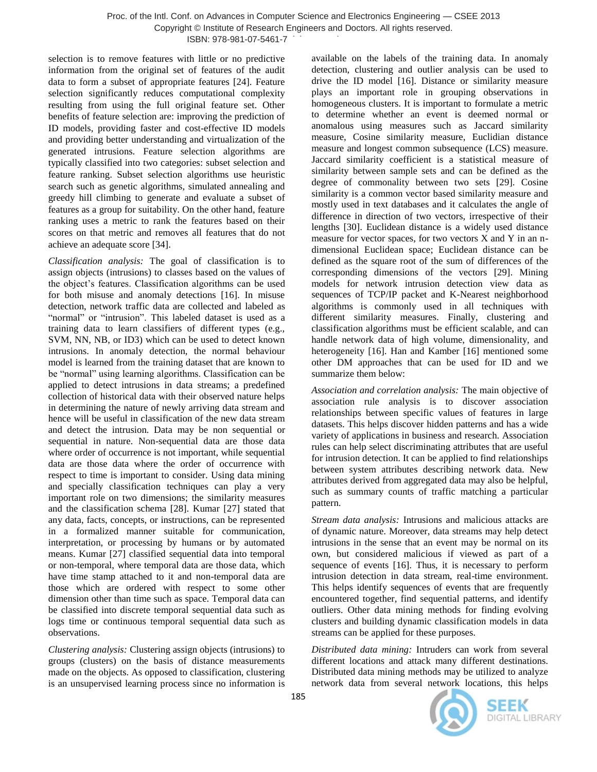selection is to remove features with little or no predictive information from the original set of features of the audit data to form a subset of appropriate features [24]. Feature selection significantly reduces computational complexity resulting from using the full original feature set. Other benefits of feature selection are: improving the prediction of ID models, providing faster and cost-effective ID models and providing better understanding and virtualization of the generated intrusions. Feature selection algorithms are typically classified into two categories: subset selection and feature ranking. Subset selection algorithms use heuristic search such as genetic algorithms, simulated annealing and greedy hill climbing to generate and evaluate a subset of features as a group for suitability. On the other hand, feature ranking uses a metric to rank the features based on their scores on that metric and removes all features that do not achieve an adequate score [34].

*Classification analysis:* The goal of classification is to assign objects (intrusions) to classes based on the values of the object's features. Classification algorithms can be used for both misuse and anomaly detections [16]. In misuse detection, network traffic data are collected and labeled as "normal" or "intrusion". This labeled dataset is used as a training data to learn classifiers of different types (e.g., SVM, NN, NB, or ID3) which can be used to detect known intrusions. In anomaly detection, the normal behaviour model is learned from the training dataset that are known to be "normal" using learning algorithms. Classification can be applied to detect intrusions in data streams; a predefined collection of historical data with their observed nature helps in determining the nature of newly arriving data stream and hence will be useful in classification of the new data stream and detect the intrusion. Data may be non sequential or sequential in nature. Non-sequential data are those data where order of occurrence is not important, while sequential data are those data where the order of occurrence with respect to time is important to consider. Using data mining and specially classification techniques can play a very important role on two dimensions; the similarity measures and the classification schema [28]. Kumar [27] stated that any data, facts, concepts, or instructions, can be represented in a formalized manner suitable for communication, interpretation, or processing by humans or by automated means. Kumar [27] classified sequential data into temporal or non-temporal, where temporal data are those data, which have time stamp attached to it and non-temporal data are those which are ordered with respect to some other dimension other than time such as space. Temporal data can be classified into discrete temporal sequential data such as logs time or continuous temporal sequential data such as observations.

*Clustering analysis:* Clustering assign objects (intrusions) to groups (clusters) on the basis of distance measurements made on the objects. As opposed to classification, clustering is an unsupervised learning process since no information is available on the labels of the training data. In anomaly detection, clustering and outlier analysis can be used to drive the ID model [16]. Distance or similarity measure plays an important role in grouping observations in homogeneous clusters. It is important to formulate a metric to determine whether an event is deemed normal or anomalous using measures such as Jaccard similarity measure, Cosine similarity measure, Euclidian distance measure and longest common subsequence (LCS) measure. Jaccard similarity coefficient is a statistical measure of similarity between sample sets and can be defined as the degree of commonality between two sets [29]. Cosine similarity is a common vector based similarity measure and mostly used in text databases and it calculates the angle of difference in direction of two vectors, irrespective of their lengths [30]. Euclidean distance is a widely used distance measure for vector spaces, for two vectors X and Y in an n-dimensional Euclidean space; Euclidean distance can be defined as the square root of the sum of differences of the corresponding dimensions of the vectors [29]. Mining models for network intrusion detection view data as sequences of TCP/IP packet and K-Nearest neighborhood algorithms is commonly used in all techniques with different similarity measures. Finally, clustering and classification algorithms must be efficient scalable, and can handle network data of high volume, dimensionality, and heterogeneity [16]. Han and Kamber [16] mentioned some other DM approaches that can be used for ID and we summarize them below:

*Association and correlation analysis:* The main objective of association rule analysis is to discover association relationships between specific values of features in large datasets. This helps discover hidden patterns and has a wide variety of applications in business and research. Association rules can help select discriminating attributes that are useful for intrusion detection. It can be applied to find relationships between system attributes describing network data. New attributes derived from aggregated data may also be helpful, such as summary counts of traffic matching a particular pattern.

*Stream data analysis:* Intrusions and malicious attacks are of dynamic nature. Moreover, data streams may help detect intrusions in the sense that an event may be normal on its own, but considered malicious if viewed as part of a sequence of events [16]. Thus, it is necessary to perform intrusion detection in data stream, real-time environment. This helps identify sequences of events that are frequently encountered together, find sequential patterns, and identify outliers. Other data mining methods for finding evolving clusters and building dynamic classification models in data streams can be applied for these purposes.

*Distributed data mining:* Intruders can work from several different locations and attack many different destinations. Distributed data mining methods may be utilized to analyze network data from several network locations, this helps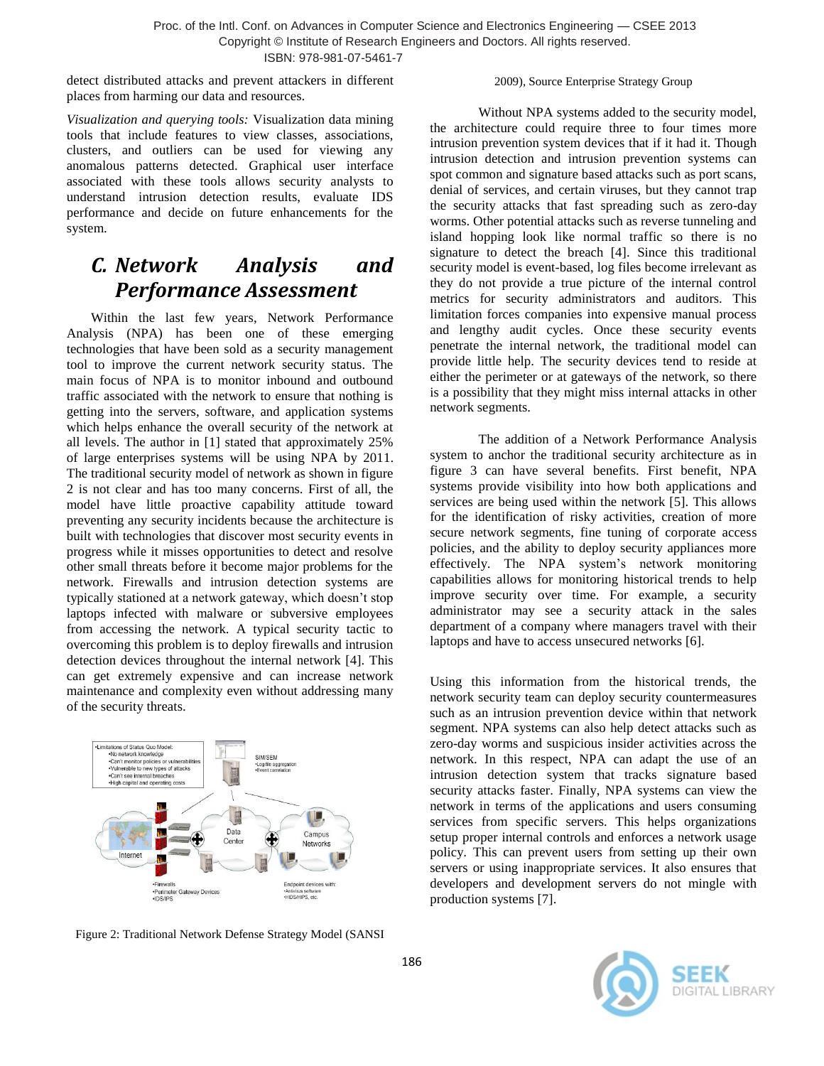detect distributed attacks and prevent attackers in different places from harming our data and resources.

*Visualization and querying tools:* Visualization data mining tools that include features to view classes, associations, clusters, and outliers can be used for viewing any anomalous patterns detected. Graphical user interface associated with these tools allows security analysts to understand intrusion detection results, evaluate IDS performance and decide on future enhancements for the system.

## *C. Network Analysis and Performance Assessment*

Within the last few years, Network Performance Analysis (NPA) has been one of these emerging technologies that have been sold as a security management tool to improve the current network security status. The main focus of NPA is to monitor inbound and outbound traffic associated with the network to ensure that nothing is getting into the servers, software, and application systems which helps enhance the overall security of the network at all levels. The author in [1] stated that approximately 25% of large enterprises systems will be using NPA by 2011. The traditional security model of network as shown in figure 2 is not clear and has too many concerns. First of all, the model have little proactive capability attitude toward preventing any security incidents because the architecture is built with technologies that discover most security events in progress while it misses opportunities to detect and resolve other small threats before it become major problems for the network. Firewalls and intrusion detection systems are typically stationed at a network gateway, which doesn't stop laptops infected with malware or subversive employees from accessing the network. A typical security tactic to overcoming this problem is to deploy firewalls and intrusion detection devices throughout the internal network [4]. This can get extremely expensive and can increase network maintenance and complexity even without addressing many of the security threats.

Figure 2: Traditional Network Defense Strategy Model (SANSI 2009), Source Enterprise Strategy Group

Without NPA systems added to the security model, the architecture could require three to four times more intrusion prevention system devices that if it had it. Though intrusion detection and intrusion prevention systems can spot common and signature based attacks such as port scans, denial of services, and certain viruses, but they cannot trap the security attacks that fast spreading such as zero-day worms. Other potential attacks such as reverse tunneling and island hopping look like normal traffic so there is no signature to detect the breach [4]. Since this traditional security model is event-based, log files become irrelevant as they do not provide a true picture of the internal control metrics for security administrators and auditors. This limitation forces companies into expensive manual process and lengthy audit cycles. Once these security events penetrate the internal network, the traditional model can provide little help. The security devices tend to reside at either the perimeter or at gateways of the network, so there is a possibility that they might miss internal attacks in other network segments.

The addition of a Network Performance Analysis system to anchor the traditional security architecture as in figure 3 can have several benefits. First benefit, NPA systems provide visibility into how both applications and services are being used within the network [5]. This allows for the identification of risky activities, creation of more secure network segments, fine tuning of corporate access policies, and the ability to deploy security appliances more effectively. The NPA system's network monitoring capabilities allows for monitoring historical trends to help improve security over time. For example, a security administrator may see a security attack in the sales department of a company where managers travel with their laptops and have to access unsecured networks [6].

Using this information from the historical trends, the network security team can deploy security countermeasures such as an intrusion prevention device within that network segment. NPA systems can also help detect attacks such as zero-day worms and suspicious insider activities across the network. In this respect, NPA can adapt the use of an intrusion detection system that tracks signature based security attacks faster. Finally, NPA systems can view the network in terms of the applications and users consuming services from specific servers. This helps organizations setup proper internal controls and enforces a network usage policy. This can prevent users from setting up their own servers or using inappropriate services. It also ensures that developers and development servers do not mingle with production systems [7].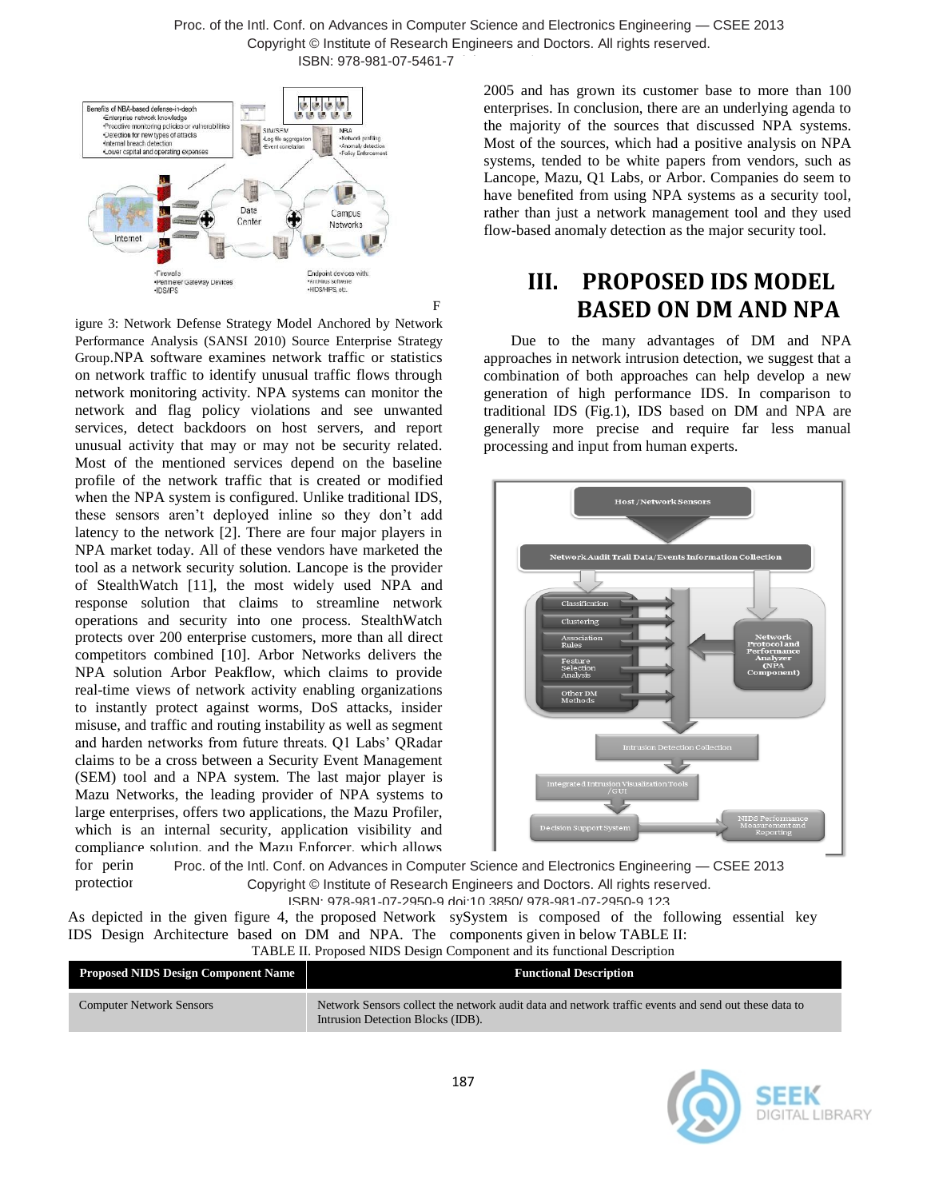Figure 3: Network Defense Strategy Model Anchored by Network Performance Analysis (SANSI 2010) Source Enterprise Strategy Group.NPA software examines network traffic or statistics on network traffic to identify unusual traffic flows through network monitoring activity. NPA systems can monitor the network and flag policy violations and see unwanted services, detect backdoors on host servers, and report unusual activity that may or may not be security related. Most of the mentioned services depend on the baseline profile of the network traffic that is created or modified when the NPA system is configured. Unlike traditional IDS, these sensors aren't deployed inline so they don't add latency to the network [2]. There are four major players in NPA market today. All of these vendors have marketed the tool as a network security solution. Lancope is the provider of StealthWatch [11], the most widely used NPA and response solution that claims to streamline network operations and security into one process. StealthWatch protects over 200 enterprise customers, more than all direct competitors combined [10]. Arbor Networks delivers the NPA solution Arbor Peakflow, which claims to provide real-time views of network activity enabling organizations to instantly protect against worms, DoS attacks, insider misuse, and traffic and routing instability as well as segment and harden networks from future threats. Q1 Labs' QRadar claims to be a cross between a Security Event Management (SEM) tool and a NPA system. The last major player is Mazu Networks, the leading provider of NPA systems to large enterprises, offers two applications, the Mazu Profiler, which is an internal security, application visibility and compliance solution, and the Mazu Enforcer, which allows for perin... protection... 2005 and has grown its customer base to more than 100 enterprises. In conclusion, there are an underlying agenda to the majority of the sources that discussed NPA systems. Most of the sources, which had a positive analysis on NPA systems, tended to be white papers from vendors, such as Lancope, Mazu, Q1 Labs, or Arbor. Companies do seem to have benefited from using NPA systems as a security tool, rather than just a network management tool and they used flow-based anomaly detection as the major security tool.

## III. PROPOSED IDS MODEL BASED ON DM AND NPA

Due to the many advantages of DM and NPA approaches in network intrusion detection, we suggest that a combination of both approaches can help develop a new generation of high performance IDS. In comparison to traditional IDS (Fig.1), IDS based on DM and NPA are generally more precise and require far less manual processing and input from human experts.

As depicted in the given figure 4, the proposed Network IDS Design Architecture based on DM and NPA. The System is composed of the following essential key components given in below TABLE II:

TABLE II. Proposed NIDS Design Component and its functional Description

| Proposed NIDS Design Component Name | Functional Description |
|---|---|
| Computer Network Sensors | Network Sensors collect the network audit data and network traffic events and send out these data to Intrusion Detection Blocks (IDB). |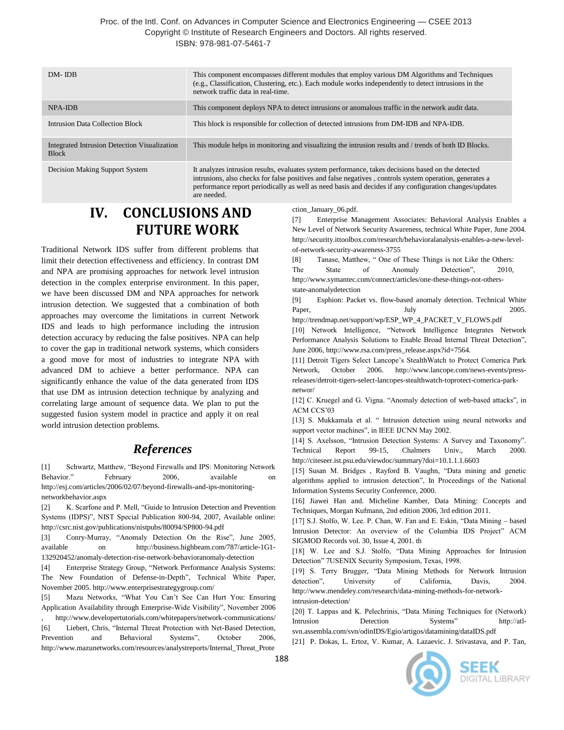| DM- IDB | This component encompasses different modules that employ various DM Algorithms and Techniques (e.g., Classification, Clustering, etc.). Each module works independently to detect intrusions in the network traffic data in real-time. |
|---|---|
| NPA-IDB | This component deploys NPA to detect intrusions or anomalous traffic in the network audit data. |
| Intrusion Data Collection Block | This block is responsible for collection of detected intrusions from DM-IDB and NPA-IDB. |
| Integrated Intrusion Detection Visualization Block | This module helps in monitoring and visualizing the intrusion results and / trends of both ID Blocks. |
| Decision Making Support System | It analyzes intrusion results, evaluates system performance, takes decisions based on the detected intrusions, also checks for false positives and false negatives , controls system operation, generates a performance report periodically as well as need basis and decides if any configuration changes/updates are needed. |

# IV. CONCLUSIONS AND FUTURE WORK

Traditional Network IDS suffer from different problems that limit their detection effectiveness and efficiency. In contrast DM and NPA are promising approaches for network level intrusion detection in the complex enterprise environment. In this paper, we have been discussed DM and NPA approaches for network intrusion detection. We suggested that a combination of both approaches may overcome the limitations in current Network IDS and leads to high performance including the intrusion detection accuracy by reducing the false positives. NPA can help to cover the gap in traditional network systems, which considers a good move for most of industries to integrate NPA with advanced DM to achieve a better performance. NPA can significantly enhance the value of the data generated from IDS that use DM as intrusion detection technique by analyzing and correlating large amount of sequence data. We plan to put the suggested fusion system model in practice and apply it on real world intrusion detection problems.

## *References*

[1] Schwartz, Matthew, "Beyond Firewalls and IPS: Monitoring Network Behavior." February 2006, available on http://esj.com/articles/2006/02/07/beyond-firewalls-and-ips-monitoring-networkbehavior.aspx

[2] K. Scarfone and P. Mell, "Guide to Intrusion Detection and Prevention Systems (IDPS)", NIST Special Publication 800-94, 2007, Available online: http://csrc.nist.gov/publications/nistpubs/80094/SP800-94.pdf

[3] Conry-Murray, "Anomaly Detection On the Rise", June 2005, available on http://business.highbeam.com/787/article-1G1-132920452/anomaly-detection-rise-network-behavioranomaly-detection

[4] Enterprise Strategy Group, "Network Performance Analysis Systems: The New Foundation of Defense-in-Depth", Technical White Paper, November 2005. http://www.enterprisestrategygroup.com/

[5] Mazu Networks, "What You Can't See Can Hurt You: Ensuring Application Availability through Enterprise-Wide Visibility", November 2006 , http://www.developertutorials.com/whitepapers/network-communications/

[6] Liebert, Chris, "Internal Threat Protection with Net-Based Detection, Prevention and Behavioral Systems", October 2006, http://www.mazunetworks.com/resources/analystreports/Internal_Threat_Protection_January_06.pdf.

[7] Enterprise Management Associates: Behavioral Analysis Enables a New Level of Network Security Awareness, technical White Paper, June 2004. http://security.ittoolbox.com/research/behavioralanalysis-enables-a-new-level-of-network-security-awareness-3755

[8] Tanase, Matthew, " One of These Things is not Like the Others: The State of Anomaly Detection", 2010, http://www.symantec.com/connect/articles/one-these-things-not-others-state-anomalydetection

[9] Esphion: Packet vs. flow-based anomaly detection. Technical White Paper, July 2005. http://trendmap.net/support/wp/ESP_WP_4_PACKET_V_FLOWS.pdf

[10] Network Intelligence, "Network Intelligence Integrates Network Performance Analysis Solutions to Enable Broad Internal Threat Detection", June 2006, http://www.rsa.com/press_release.aspx?id=7564.

[11] Detroit Tigers Select Lancope's StealthWatch to Protect Comerica Park Network, October 2006. http://www.lancope.com/news-events/press-releases/detroit-tigers-select-lancopes-stealthwatch-toprotect-comerica-park-networ/

[12] C. Kruegel and G. Vigna. "Anomaly detection of web-based attacks", in ACM CCS'03

[13] S. Mukkamala et al. " Intrusion detection using neural networks and support vector machines", in IEEE IJCNN May 2002.

[14] S. Axelsson, "Intrusion Detection Systems: A Survey and Taxonomy". Technical Report 99-15, Chalmers Univ., March 2000. http://citeseer.ist.psu.edu/viewdoc/summary?doi=10.1.1.1.6603

[15] Susan M. Bridges , Rayford B. Vaughn, "Data mining and genetic algorithms applied to intrusion detection", In Proceedings of the National Information Systems Security Conference, 2000.

[16] Jiawei Han and. Micheline Kamber, Data Mining: Concepts and Techniques, Morgan Kufmann, 2nd edition 2006, 3rd edition 2011.

[17] S.J. Stolfo, W. Lee. P. Chan, W. Fan and E. Eskin, "Data Mining – based Intrusion Detector: An overview of the Columbia IDS Project" ACM SIGMOD Records vol. 30, Issue 4, 2001. th

[18] W. Lee and S.J. Stolfo, "Data Mining Approaches for Intrusion Detection" 7USENIX Security Symposium, Texas, 1998.

[19] S. Terry Brugger, "Data Mining Methods for Network Intrusion detection", University of California, Davis, 2004. http://www.mendeley.com/research/data-mining-methods-for-network-intrusion-detection/

[20] T. Lappas and K. Pelechrinis, "Data Mining Techniques for (Network) Intrusion Detection Systems" http://atl-svn.assembla.com/svn/odinIDS/Egio/artigos/datamining/dataIDS.pdf

[21] P. Dokas, L. Ertoz, V. Kumar, A. Lazaevic. J. Srivastava, and P. Tan,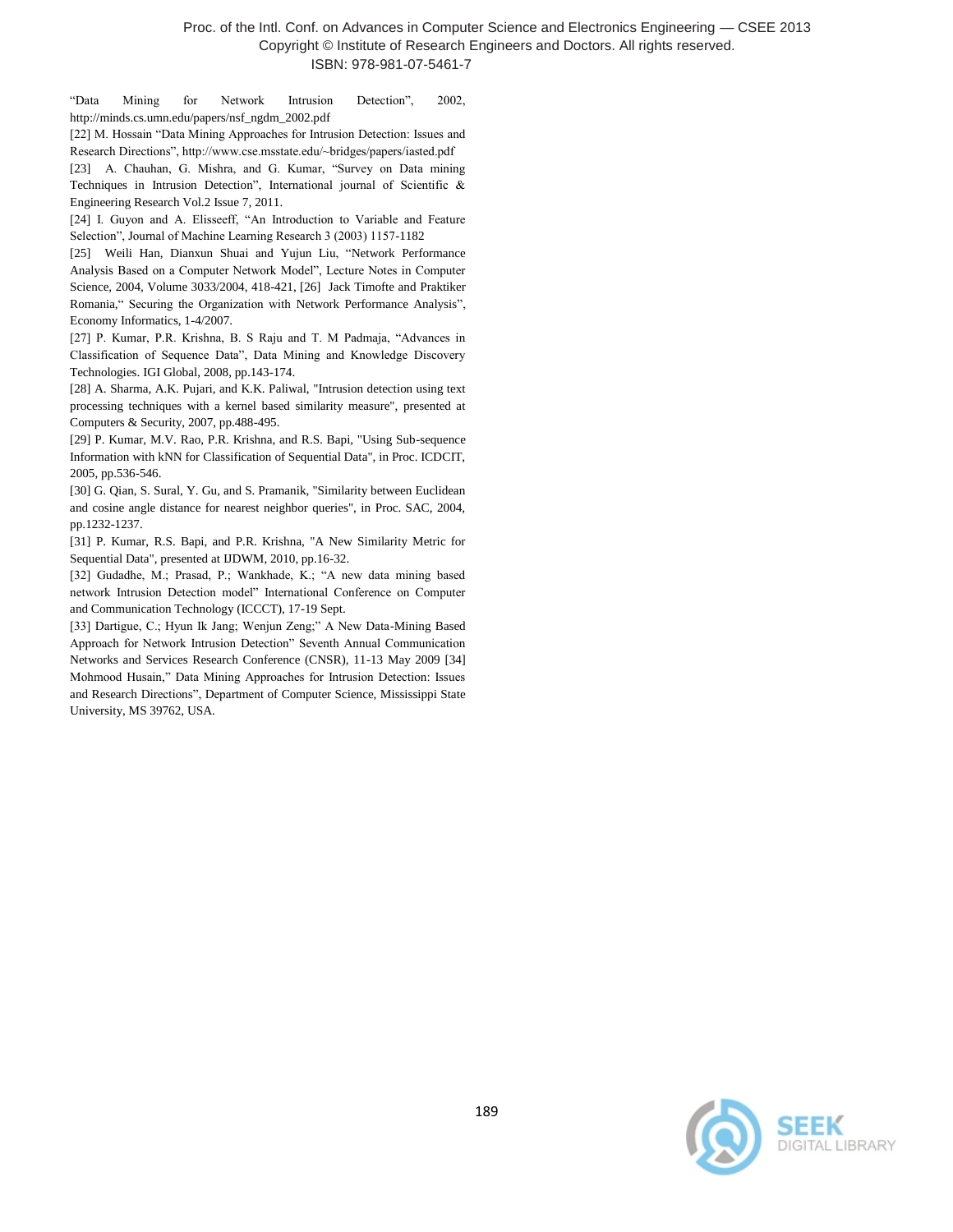"Data Mining for Network Intrusion Detection", 2002, http://minds.cs.umn.edu/papers/nsf_ngdm_2002.pdf

[22] M. Hossain "Data Mining Approaches for Intrusion Detection: Issues and Research Directions", http://www.cse.msstate.edu/~bridges/papers/iasted.pdf

[23] A. Chauhan, G. Mishra, and G. Kumar, "Survey on Data mining Techniques in Intrusion Detection", International journal of Scientific & Engineering Research Vol.2 Issue 7, 2011.

[24] I. Guyon and A. Elisseeff, "An Introduction to Variable and Feature Selection", Journal of Machine Learning Research 3 (2003) 1157-1182

[25] Weili Han, Dianxun Shuai and Yujun Liu, "Network Performance Analysis Based on a Computer Network Model", Lecture Notes in Computer Science, 2004, Volume 3033/2004, 418-421, [26] Jack Timofte and Praktiker Romania," Securing the Organization with Network Performance Analysis", Economy Informatics, 1-4/2007.

[27] P. Kumar, P.R. Krishna, B. S Raju and T. M Padmaja, "Advances in Classification of Sequence Data", Data Mining and Knowledge Discovery Technologies. IGI Global, 2008, pp.143-174.

[28] A. Sharma, A.K. Pujari, and K.K. Paliwal, "Intrusion detection using text processing techniques with a kernel based similarity measure", presented at Computers & Security, 2007, pp.488-495.

[29] P. Kumar, M.V. Rao, P.R. Krishna, and R.S. Bapi, "Using Sub-sequence Information with kNN for Classification of Sequential Data", in Proc. ICDCIT, 2005, pp.536-546.

[30] G. Qian, S. Sural, Y. Gu, and S. Pramanik, "Similarity between Euclidean and cosine angle distance for nearest neighbor queries", in Proc. SAC, 2004, pp.1232-1237.

[31] P. Kumar, R.S. Bapi, and P.R. Krishna, "A New Similarity Metric for Sequential Data", presented at IJDWM, 2010, pp.16-32.

[32] Gudadhe, M.; Prasad, P.; Wankhade, K.; "A new data mining based network Intrusion Detection model" International Conference on Computer and Communication Technology (ICCCT), 17-19 Sept.

[33] Dartigue, C.; Hyun Ik Jang; Wenjun Zeng;" A New Data-Mining Based Approach for Network Intrusion Detection" Seventh Annual Communication Networks and Services Research Conference (CNSR), 11-13 May 2009 [34] Mohmood Husain," Data Mining Approaches for Intrusion Detection: Issues and Research Directions", Department of Computer Science, Mississippi State University, MS 39762, USA.